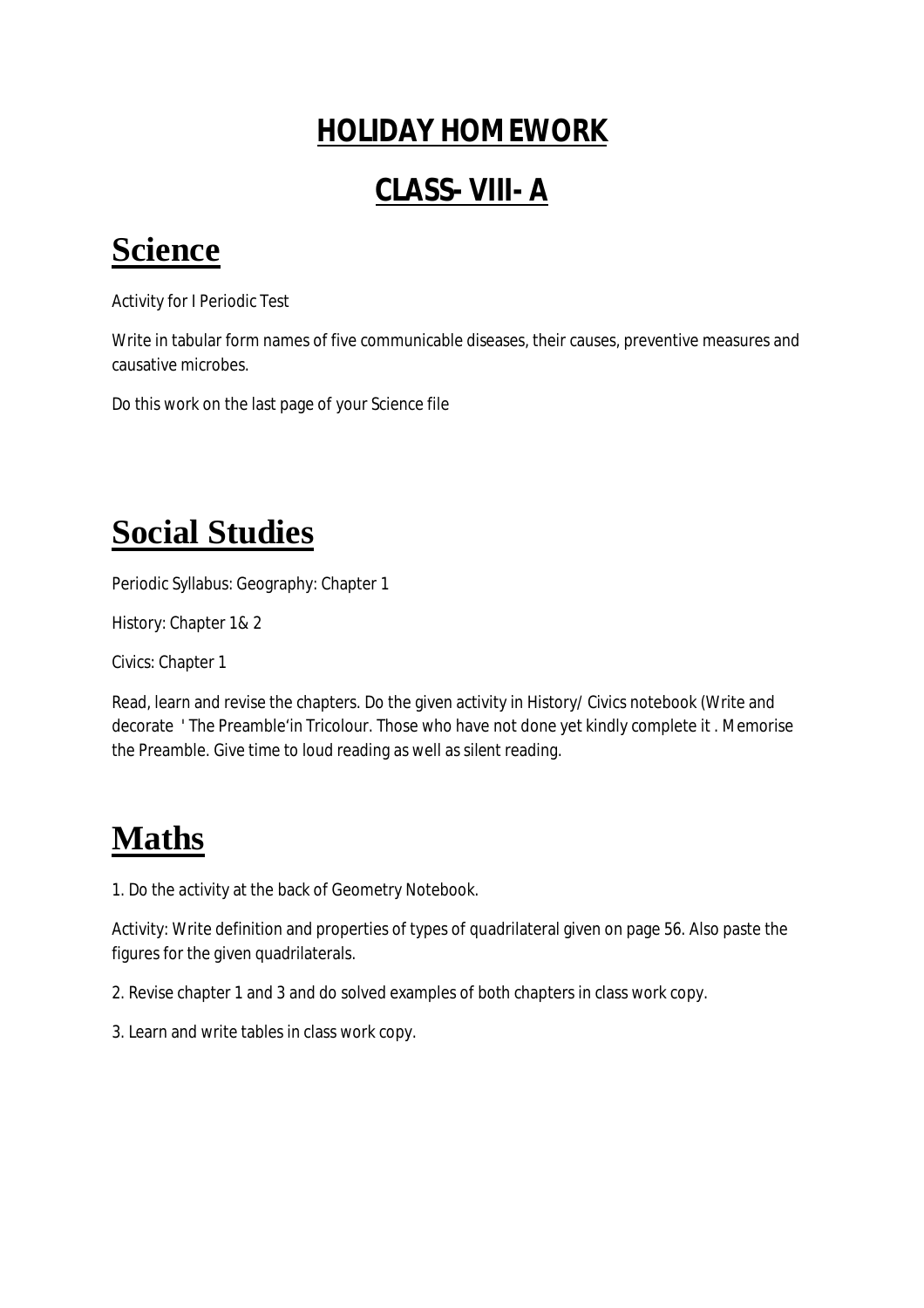# HOLIDAY HOMEWORK

# CLASS- VIII- A

## Science

Activity for I Periodic Test

Write in tabular form names of five communicable diseases, their causes, preventive measures and causative microbes.

Do this work on the last page of your Science file

## Social Studies

Periodic Syllabus: Geography: Chapter 1

History: Chapter 1& 2

Civics: Chapter 1

Read, learn and revise the chapters. Do the given activity in History/ Civics notebook (Write and decorate ' The Preamble'in Tricolour. Those who have not done yet kindly complete it . Memorise the Preamble. Give time to loud reading as well as silent reading.

## Maths

1. Do the activity at the back of Geometry Notebook.

Activity: Write definition and properties of types of quadrilateral given on page 56. Also paste the figures for the given quadrilaterals.

2. Revise chapter 1 and 3 and do solved examples of both chapters in class work copy.

3. Learn and write tables in class work copy.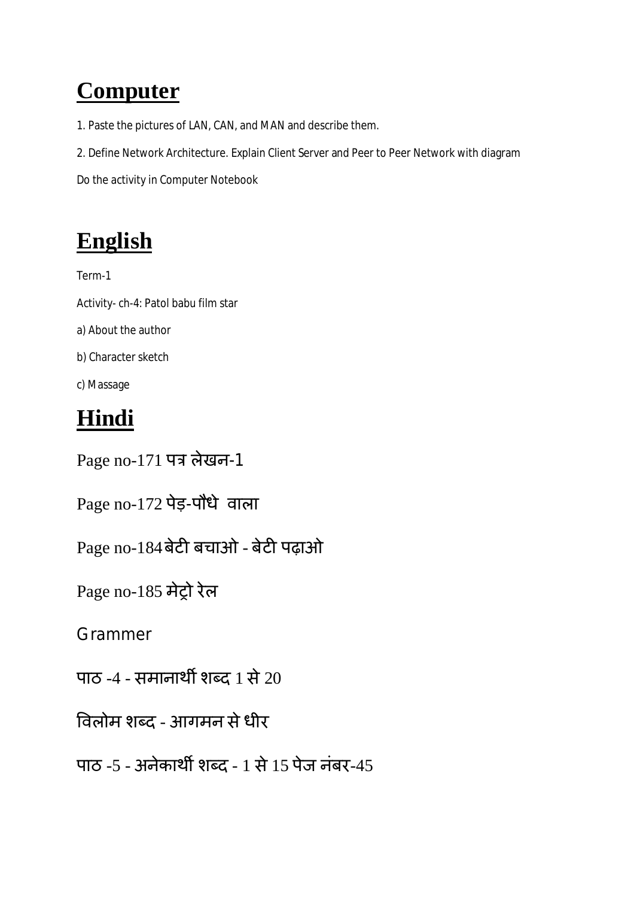# Computer

1. Paste the pictures of LAN, CAN, and MAN and describe them.

2. Define Network Architecture. Explain Client Server and Peer to Peer Network with diagram

Do the activity in Computer Notebook

# English

Term-1

Activity- ch-4: Patol babu film star

a) About the author

b) Character sketch

c) Massage

# Hindi

Page no-171 पत्र लेखन-1

Page no-172 पेड़-पौधे वाला

Page no-184 बेटी बचाओ - बेटी पढ़ाओ

Page no-185 मेट्रो रेल

Grammer

पाठ -4 - समानार्थी शब्द 1 से 20

विलोम शब्द - आगमन से धीर

पाठ -5 - अनेकार्थी शब्द - 1 से 15 पेज नंबर-45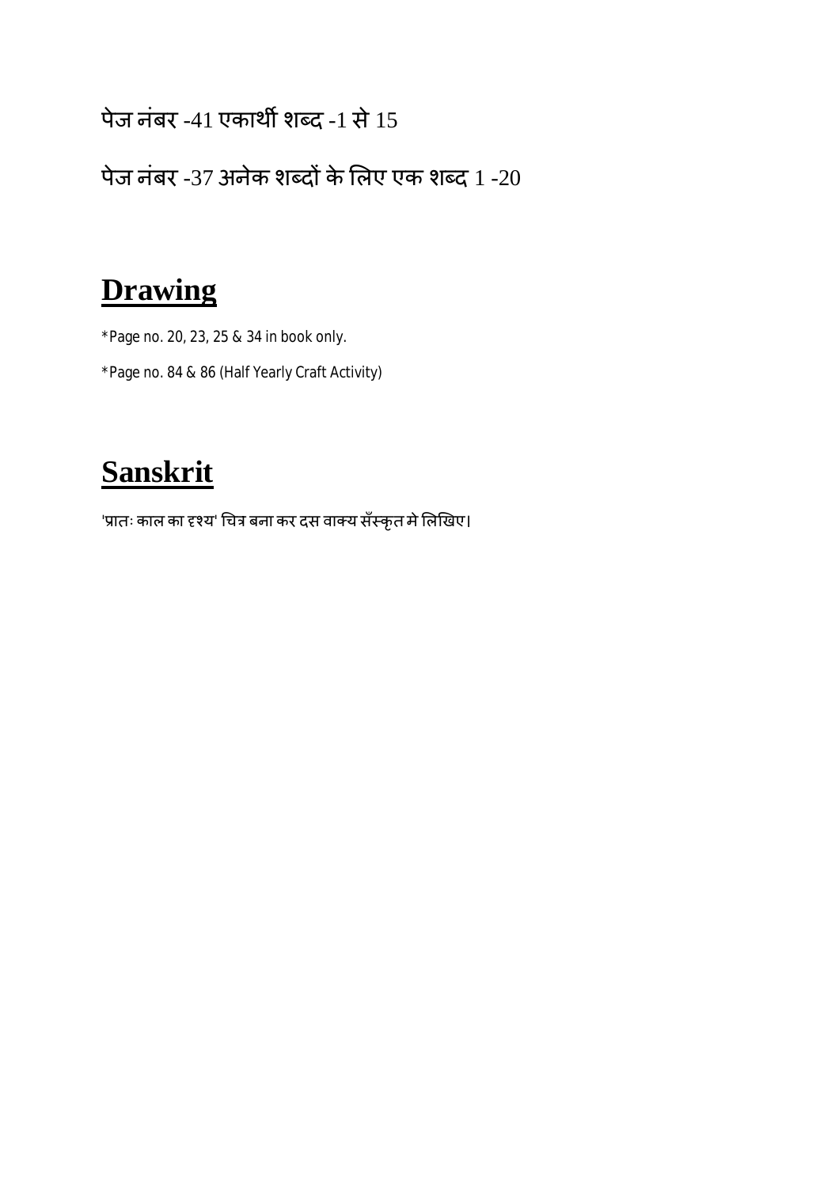पेज नंबर -41 एकार्थी शब्द -1 से 15

पेज नंबर -37 अनेक शब्दों के लिए एक शब्द 1 -20

## Drawing

*Page no. 20, 23, 25 & 34 in book only.

*Page no. 84 & 86 (Half Yearly Craft Activity)

## Sanskrit

'प्रातः काल का दृश्य' चित्र बना कर दस वाक्य सँस्कृत मे लिखिए।